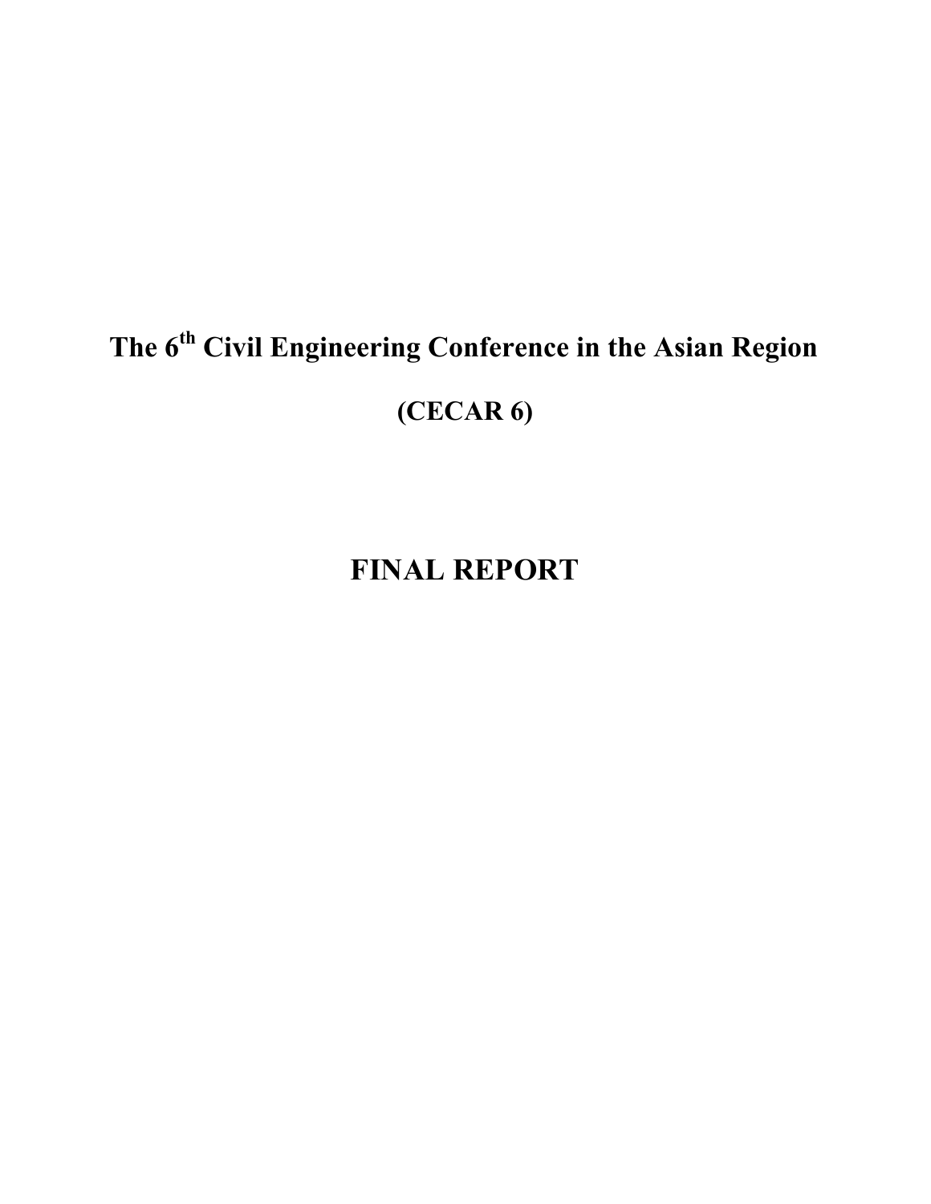# The 6th Civil Engineering Conference in the Asian Region

# (CECAR 6)

# FINAL REPORT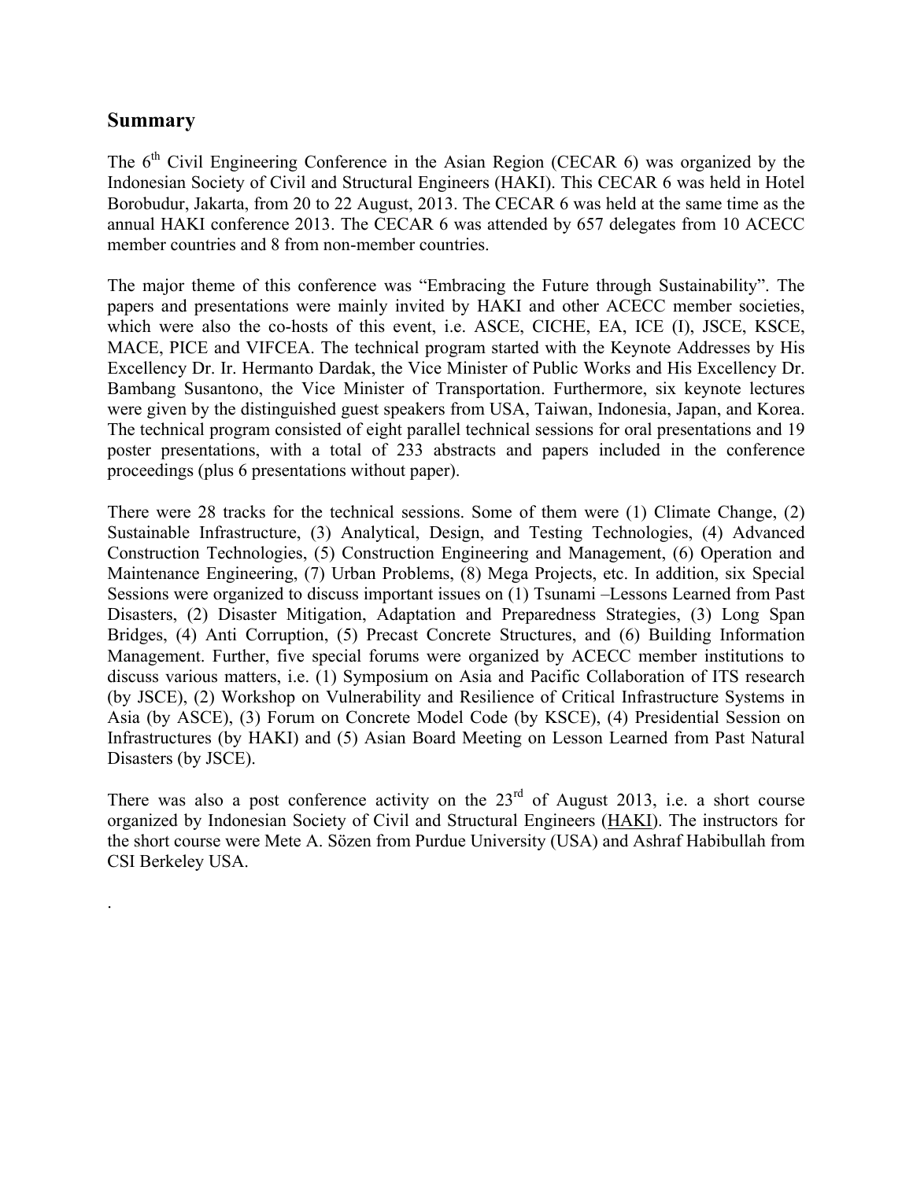## Summary

The 6th Civil Engineering Conference in the Asian Region (CECAR 6) was organized by the Indonesian Society of Civil and Structural Engineers (HAKI). This CECAR 6 was held in Hotel Borobudur, Jakarta, from 20 to 22 August, 2013. The CECAR 6 was held at the same time as the annual HAKI conference 2013. The CECAR 6 was attended by 657 delegates from 10 ACECC member countries and 8 from non-member countries.

The major theme of this conference was "Embracing the Future through Sustainability". The papers and presentations were mainly invited by HAKI and other ACECC member societies, which were also the co-hosts of this event, i.e. ASCE, CICHE, EA, ICE (I), JSCE, KSCE, MACE, PICE and VIFCEA. The technical program started with the Keynote Addresses by His Excellency Dr. Ir. Hermanto Dardak, the Vice Minister of Public Works and His Excellency Dr. Bambang Susantono, the Vice Minister of Transportation. Furthermore, six keynote lectures were given by the distinguished guest speakers from USA, Taiwan, Indonesia, Japan, and Korea. The technical program consisted of eight parallel technical sessions for oral presentations and 19 poster presentations, with a total of 233 abstracts and papers included in the conference proceedings (plus 6 presentations without paper).

There were 28 tracks for the technical sessions. Some of them were (1) Climate Change, (2) Sustainable Infrastructure, (3) Analytical, Design, and Testing Technologies, (4) Advanced Construction Technologies, (5) Construction Engineering and Management, (6) Operation and Maintenance Engineering, (7) Urban Problems, (8) Mega Projects, etc. In addition, six Special Sessions were organized to discuss important issues on (1) Tsunami –Lessons Learned from Past Disasters, (2) Disaster Mitigation, Adaptation and Preparedness Strategies, (3) Long Span Bridges, (4) Anti Corruption, (5) Precast Concrete Structures, and (6) Building Information Management. Further, five special forums were organized by ACECC member institutions to discuss various matters, i.e. (1) Symposium on Asia and Pacific Collaboration of ITS research (by JSCE), (2) Workshop on Vulnerability and Resilience of Critical Infrastructure Systems in Asia (by ASCE), (3) Forum on Concrete Model Code (by KSCE), (4) Presidential Session on Infrastructures (by HAKI) and (5) Asian Board Meeting on Lesson Learned from Past Natural Disasters (by JSCE).

There was also a post conference activity on the 23rd of August 2013, i.e. a short course organized by Indonesian Society of Civil and Structural Engineers (HAKI). The instructors for the short course were Mete A. Sözen from Purdue University (USA) and Ashraf Habibullah from CSI Berkeley USA.

.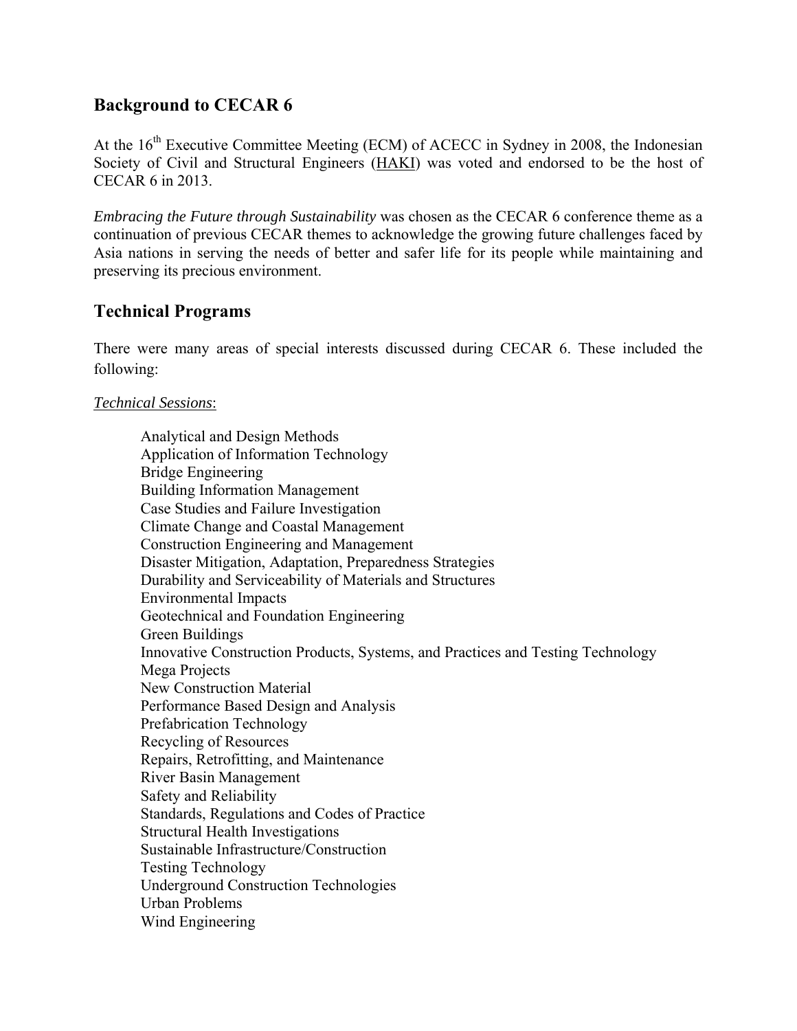## Background to CECAR 6

At the 16th Executive Committee Meeting (ECM) of ACECC in Sydney in 2008, the Indonesian Society of Civil and Structural Engineers (HAKI) was voted and endorsed to be the host of CECAR 6 in 2013.

*Embracing the Future through Sustainability* was chosen as the CECAR 6 conference theme as a continuation of previous CECAR themes to acknowledge the growing future challenges faced by Asia nations in serving the needs of better and safer life for its people while maintaining and preserving its precious environment.

## Technical Programs

There were many areas of special interests discussed during CECAR 6. These included the following:

*Technical Sessions*:

- Analytical and Design Methods
- Application of Information Technology
- Bridge Engineering
- Building Information Management
- Case Studies and Failure Investigation
- Climate Change and Coastal Management
- Construction Engineering and Management
- Disaster Mitigation, Adaptation, Preparedness Strategies
- Durability and Serviceability of Materials and Structures
- Environmental Impacts
- Geotechnical and Foundation Engineering
- Green Buildings
- Innovative Construction Products, Systems, and Practices and Testing Technology
- Mega Projects
- New Construction Material
- Performance Based Design and Analysis
- Prefabrication Technology
- Recycling of Resources
- Repairs, Retrofitting, and Maintenance
- River Basin Management
- Safety and Reliability
- Standards, Regulations and Codes of Practice
- Structural Health Investigations
- Sustainable Infrastructure/Construction
- Testing Technology
- Underground Construction Technologies
- Urban Problems
- Wind Engineering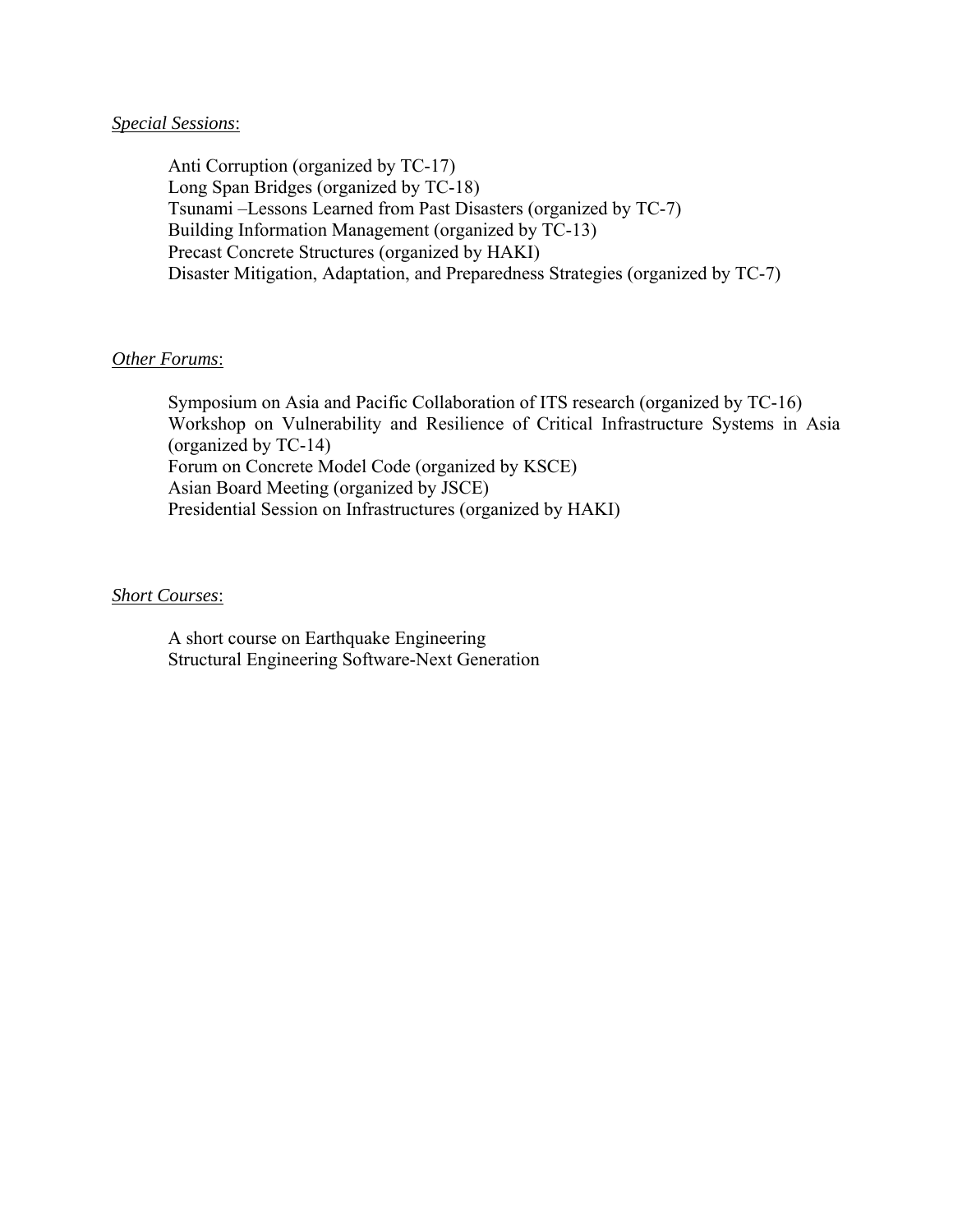*Special Sessions*:

Anti Corruption (organized by TC-17)
Long Span Bridges (organized by TC-18)
Tsunami –Lessons Learned from Past Disasters (organized by TC-7)
Building Information Management (organized by TC-13)
Precast Concrete Structures (organized by HAKI)
Disaster Mitigation, Adaptation, and Preparedness Strategies (organized by TC-7)

*Other Forums*:

Symposium on Asia and Pacific Collaboration of ITS research (organized by TC-16)
Workshop on Vulnerability and Resilience of Critical Infrastructure Systems in Asia (organized by TC-14)
Forum on Concrete Model Code (organized by KSCE)
Asian Board Meeting (organized by JSCE)
Presidential Session on Infrastructures (organized by HAKI)

*Short Courses*:

A short course on Earthquake Engineering
Structural Engineering Software-Next Generation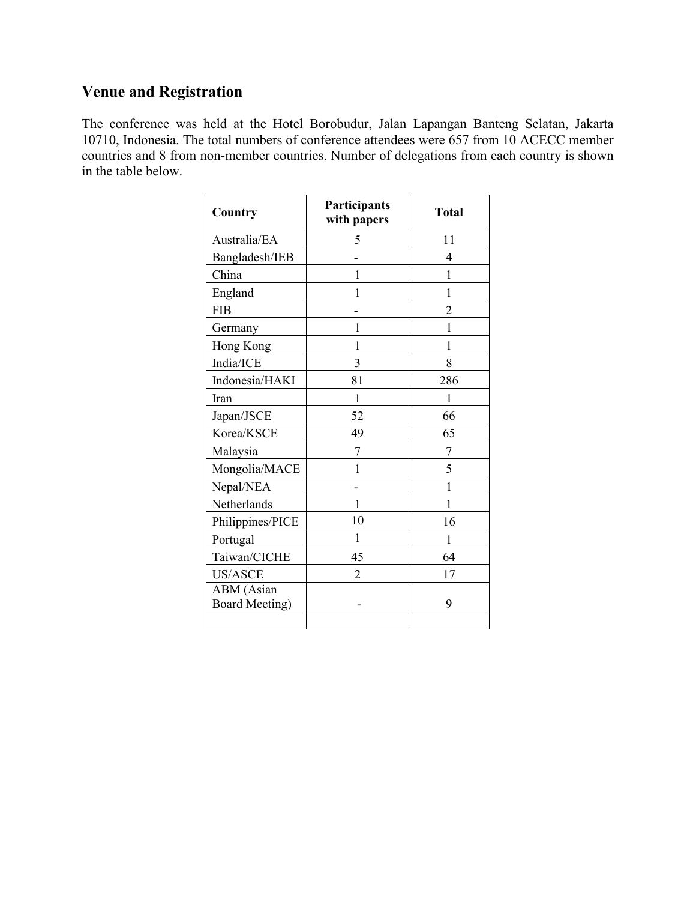## Venue and Registration

The conference was held at the Hotel Borobudur, Jalan Lapangan Banteng Selatan, Jakarta 10710, Indonesia. The total numbers of conference attendees were 657 from 10 ACECC member countries and 8 from non-member countries. Number of delegations from each country is shown in the table below.

| Country | Participants with papers | Total |
|---|---|---|
| Australia/EA | 5 | 11 |
| Bangladesh/IEB | - | 4 |
| China | 1 | 1 |
| England | 1 | 1 |
| FIB | - | 2 |
| Germany | 1 | 1 |
| Hong Kong | 1 | 1 |
| India/ICE | 3 | 8 |
| Indonesia/HAKI | 81 | 286 |
| Iran | 1 | 1 |
| Japan/JSCE | 52 | 66 |
| Korea/KSCE | 49 | 65 |
| Malaysia | 7 | 7 |
| Mongolia/MACE | 1 | 5 |
| Nepal/NEA | - | 1 |
| Netherlands | 1 | 1 |
| Philippines/PICE | 10 | 16 |
| Portugal | 1 | 1 |
| Taiwan/CICHE | 45 | 64 |
| US/ASCE | 2 | 17 |
| ABM (Asian Board Meeting) | - | 9 |
| | | |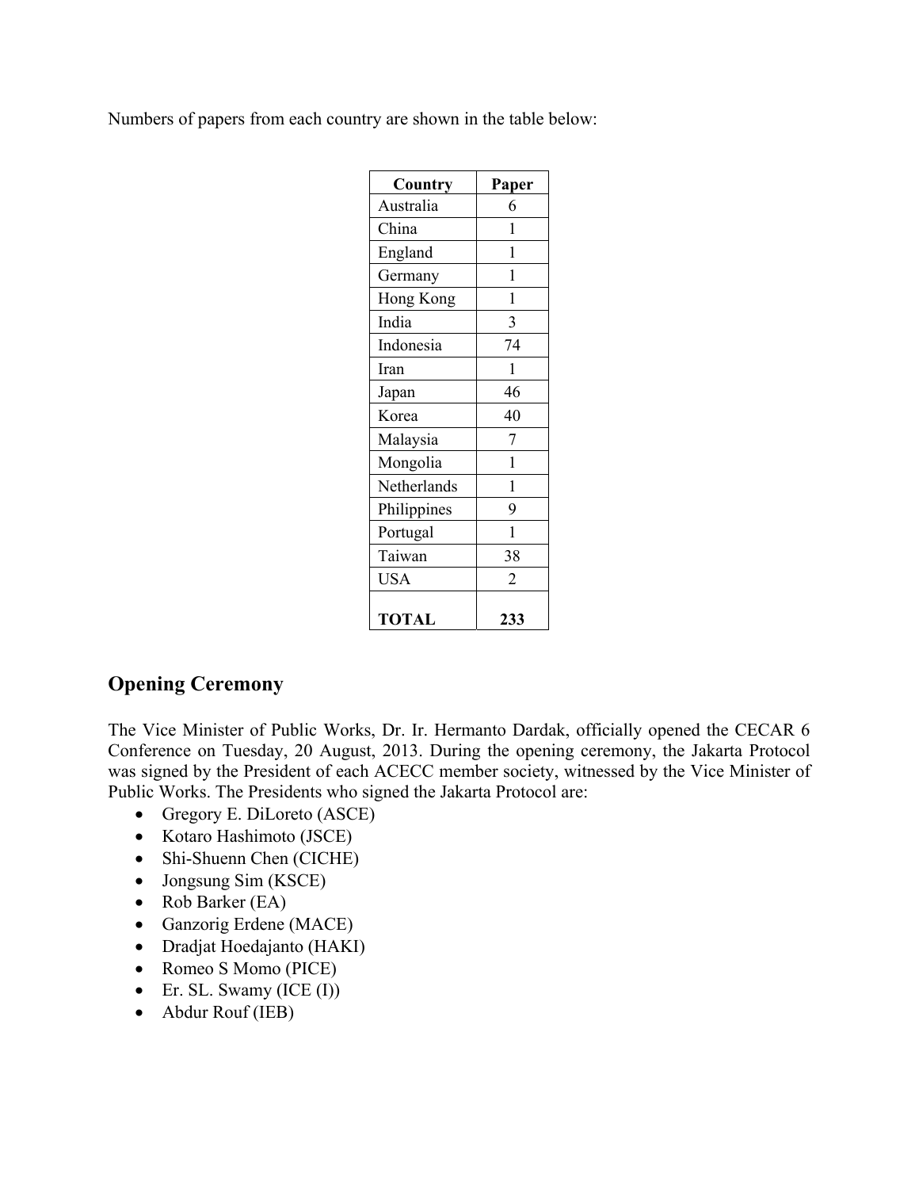Numbers of papers from each country are shown in the table below:

| Country | Paper |
|---|---|
| Australia | 6 |
| China | 1 |
| England | 1 |
| Germany | 1 |
| Hong Kong | 1 |
| India | 3 |
| Indonesia | 74 |
| Iran | 1 |
| Japan | 46 |
| Korea | 40 |
| Malaysia | 7 |
| Mongolia | 1 |
| Netherlands | 1 |
| Philippines | 9 |
| Portugal | 1 |
| Taiwan | 38 |
| USA | 2 |
| **TOTAL** | **233** |

## Opening Ceremony

The Vice Minister of Public Works, Dr. Ir. Hermanto Dardak, officially opened the CECAR 6 Conference on Tuesday, 20 August, 2013. During the opening ceremony, the Jakarta Protocol was signed by the President of each ACECC member society, witnessed by the Vice Minister of Public Works. The Presidents who signed the Jakarta Protocol are:

- Gregory E. DiLoreto (ASCE)
- Kotaro Hashimoto (JSCE)
- Shi-Shuenn Chen (CICHE)
- Jongsung Sim (KSCE)
- Rob Barker (EA)
- Ganzorig Erdene (MACE)
- Dradjat Hoedajanto (HAKI)
- Romeo S Momo (PICE)
- Er. SL. Swamy (ICE (I))
- Abdur Rouf (IEB)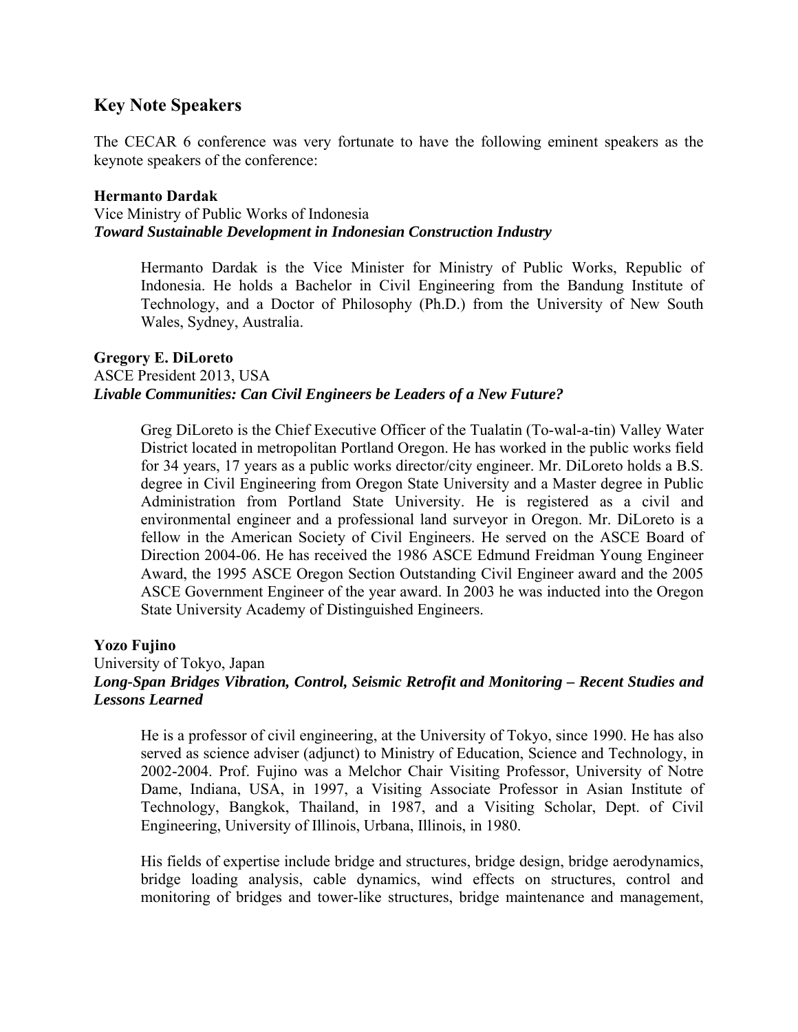## Key Note Speakers

The CECAR 6 conference was very fortunate to have the following eminent speakers as the keynote speakers of the conference:

**Hermanto Dardak**
Vice Ministry of Public Works of Indonesia
***Toward Sustainable Development in Indonesian Construction Industry***

Hermanto Dardak is the Vice Minister for Ministry of Public Works, Republic of Indonesia. He holds a Bachelor in Civil Engineering from the Bandung Institute of Technology, and a Doctor of Philosophy (Ph.D.) from the University of New South Wales, Sydney, Australia.

**Gregory E. DiLoreto**
ASCE President 2013, USA
***Livable Communities: Can Civil Engineers be Leaders of a New Future?***

Greg DiLoreto is the Chief Executive Officer of the Tualatin (To-wal-a-tin) Valley Water District located in metropolitan Portland Oregon. He has worked in the public works field for 34 years, 17 years as a public works director/city engineer. Mr. DiLoreto holds a B.S. degree in Civil Engineering from Oregon State University and a Master degree in Public Administration from Portland State University. He is registered as a civil and environmental engineer and a professional land surveyor in Oregon. Mr. DiLoreto is a fellow in the American Society of Civil Engineers. He served on the ASCE Board of Direction 2004-06. He has received the 1986 ASCE Edmund Freidman Young Engineer Award, the 1995 ASCE Oregon Section Outstanding Civil Engineer award and the 2005 ASCE Government Engineer of the year award. In 2003 he was inducted into the Oregon State University Academy of Distinguished Engineers.

**Yozo Fujino**
University of Tokyo, Japan
***Long-Span Bridges Vibration, Control, Seismic Retrofit and Monitoring – Recent Studies and Lessons Learned***

He is a professor of civil engineering, at the University of Tokyo, since 1990. He has also served as science adviser (adjunct) to Ministry of Education, Science and Technology, in 2002-2004. Prof. Fujino was a Melchor Chair Visiting Professor, University of Notre Dame, Indiana, USA, in 1997, a Visiting Associate Professor in Asian Institute of Technology, Bangkok, Thailand, in 1987, and a Visiting Scholar, Dept. of Civil Engineering, University of Illinois, Urbana, Illinois, in 1980.

His fields of expertise include bridge and structures, bridge design, bridge aerodynamics, bridge loading analysis, cable dynamics, wind effects on structures, control and monitoring of bridges and tower-like structures, bridge maintenance and management,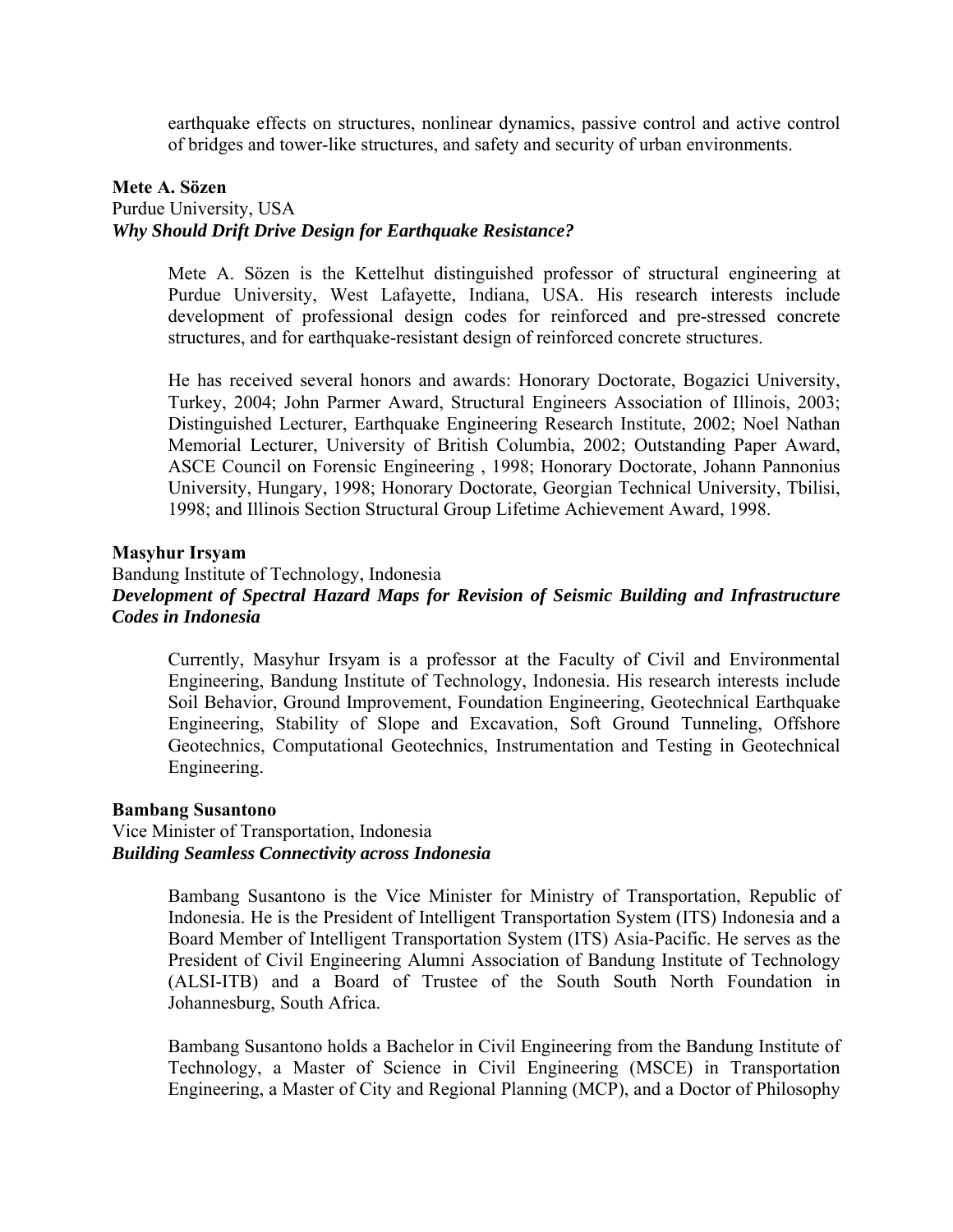earthquake effects on structures, nonlinear dynamics, passive control and active control of bridges and tower-like structures, and safety and security of urban environments.

**Mete A. Sözen**
Purdue University, USA
***Why Should Drift Drive Design for Earthquake Resistance?***

Mete A. Sözen is the Kettelhut distinguished professor of structural engineering at Purdue University, West Lafayette, Indiana, USA. His research interests include development of professional design codes for reinforced and pre-stressed concrete structures, and for earthquake-resistant design of reinforced concrete structures.

He has received several honors and awards: Honorary Doctorate, Bogazici University, Turkey, 2004; John Parmer Award, Structural Engineers Association of Illinois, 2003; Distinguished Lecturer, Earthquake Engineering Research Institute, 2002; Noel Nathan Memorial Lecturer, University of British Columbia, 2002; Outstanding Paper Award, ASCE Council on Forensic Engineering , 1998; Honorary Doctorate, Johann Pannonius University, Hungary, 1998; Honorary Doctorate, Georgian Technical University, Tbilisi, 1998; and Illinois Section Structural Group Lifetime Achievement Award, 1998.

**Masyhur Irsyam**
Bandung Institute of Technology, Indonesia
***Development of Spectral Hazard Maps for Revision of Seismic Building and Infrastructure Codes in Indonesia***

Currently, Masyhur Irsyam is a professor at the Faculty of Civil and Environmental Engineering, Bandung Institute of Technology, Indonesia. His research interests include Soil Behavior, Ground Improvement, Foundation Engineering, Geotechnical Earthquake Engineering, Stability of Slope and Excavation, Soft Ground Tunneling, Offshore Geotechnics, Computational Geotechnics, Instrumentation and Testing in Geotechnical Engineering.

**Bambang Susantono**
Vice Minister of Transportation, Indonesia
***Building Seamless Connectivity across Indonesia***

Bambang Susantono is the Vice Minister for Ministry of Transportation, Republic of Indonesia. He is the President of Intelligent Transportation System (ITS) Indonesia and a Board Member of Intelligent Transportation System (ITS) Asia-Pacific. He serves as the President of Civil Engineering Alumni Association of Bandung Institute of Technology (ALSI-ITB) and a Board of Trustee of the South South North Foundation in Johannesburg, South Africa.

Bambang Susantono holds a Bachelor in Civil Engineering from the Bandung Institute of Technology, a Master of Science in Civil Engineering (MSCE) in Transportation Engineering, a Master of City and Regional Planning (MCP), and a Doctor of Philosophy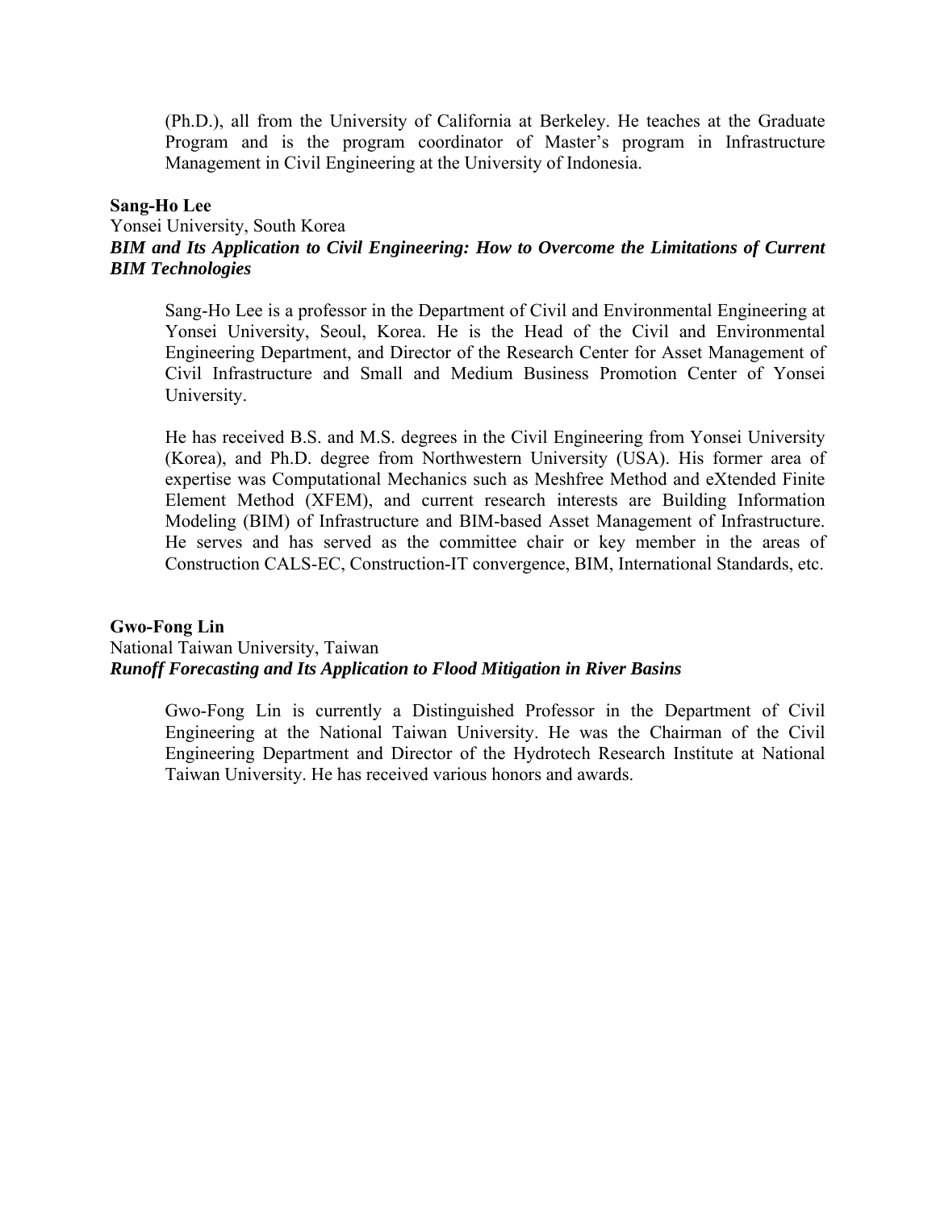(Ph.D.), all from the University of California at Berkeley. He teaches at the Graduate Program and is the program coordinator of Master's program in Infrastructure Management in Civil Engineering at the University of Indonesia.

**Sang-Ho Lee**
Yonsei University, South Korea
***BIM and Its Application to Civil Engineering: How to Overcome the Limitations of Current BIM Technologies***

Sang-Ho Lee is a professor in the Department of Civil and Environmental Engineering at Yonsei University, Seoul, Korea. He is the Head of the Civil and Environmental Engineering Department, and Director of the Research Center for Asset Management of Civil Infrastructure and Small and Medium Business Promotion Center of Yonsei University.

He has received B.S. and M.S. degrees in the Civil Engineering from Yonsei University (Korea), and Ph.D. degree from Northwestern University (USA). His former area of expertise was Computational Mechanics such as Meshfree Method and eXtended Finite Element Method (XFEM), and current research interests are Building Information Modeling (BIM) of Infrastructure and BIM-based Asset Management of Infrastructure. He serves and has served as the committee chair or key member in the areas of Construction CALS-EC, Construction-IT convergence, BIM, International Standards, etc.

**Gwo-Fong Lin**
National Taiwan University, Taiwan
***Runoff Forecasting and Its Application to Flood Mitigation in River Basins***

Gwo-Fong Lin is currently a Distinguished Professor in the Department of Civil Engineering at the National Taiwan University. He was the Chairman of the Civil Engineering Department and Director of the Hydrotech Research Institute at National Taiwan University. He has received various honors and awards.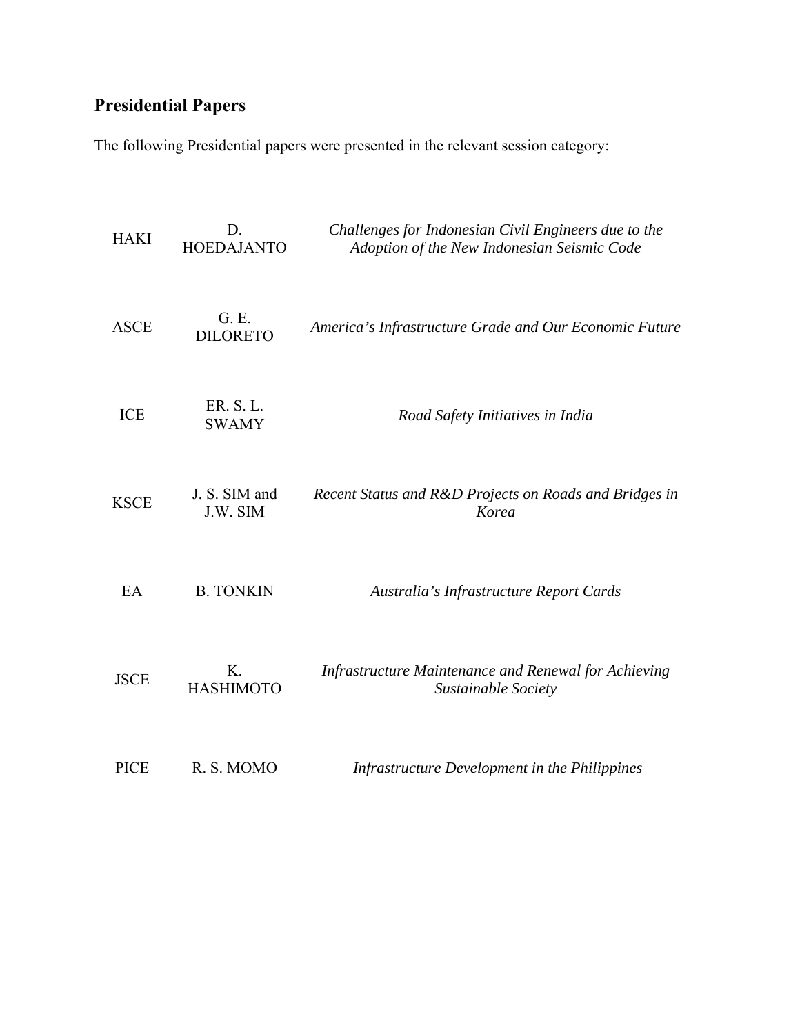## Presidential Papers

The following Presidential papers were presented in the relevant session category:

| | | |
|---|---|---|
| HAKI | D. HOEDAJANTO | *Challenges for Indonesian Civil Engineers due to the Adoption of the New Indonesian Seismic Code* |
| ASCE | G. E. DILORETO | *America's Infrastructure Grade and Our Economic Future* |
| ICE | ER. S. L. SWAMY | *Road Safety Initiatives in India* |
| KSCE | J. S. SIM and J.W. SIM | *Recent Status and R&D Projects on Roads and Bridges in Korea* |
| EA | B. TONKIN | *Australia's Infrastructure Report Cards* |
| JSCE | K. HASHIMOTO | *Infrastructure Maintenance and Renewal for Achieving Sustainable Society* |
| PICE | R. S. MOMO | *Infrastructure Development in the Philippines* |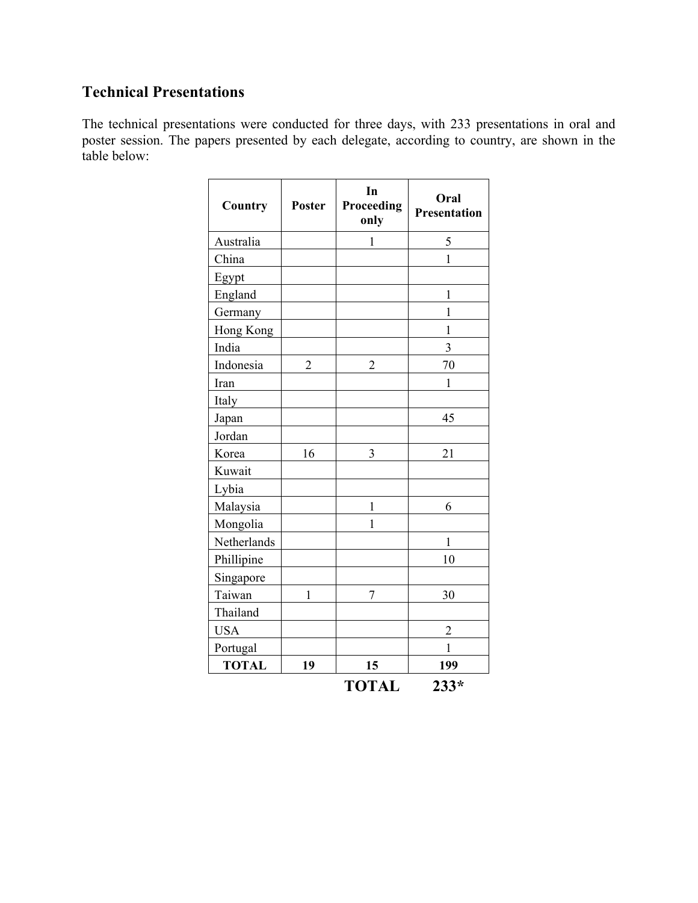## Technical Presentations

The technical presentations were conducted for three days, with 233 presentations in oral and poster session. The papers presented by each delegate, according to country, are shown in the table below:

| Country | Poster | In Proceeding only | Oral Presentation |
|---|---|---|---|
| Australia | | 1 | 5 |
| China | | | 1 |
| Egypt | | | |
| England | | | 1 |
| Germany | | | 1 |
| Hong Kong | | | 1 |
| India | | | 3 |
| Indonesia | 2 | 2 | 70 |
| Iran | | | 1 |
| Italy | | | |
| Japan | | | 45 |
| Jordan | | | |
| Korea | 16 | 3 | 21 |
| Kuwait | | | |
| Lybia | | | |
| Malaysia | | 1 | 6 |
| Mongolia | | 1 | |
| Netherlands | | | 1 |
| Phillipine | | | 10 |
| Singapore | | | |
| Taiwan | 1 | 7 | 30 |
| Thailand | | | |
| USA | | | 2 |
| Portugal | | | 1 |
| **TOTAL** | **19** | **15** | **199** |
| | | **TOTAL** | **233*** |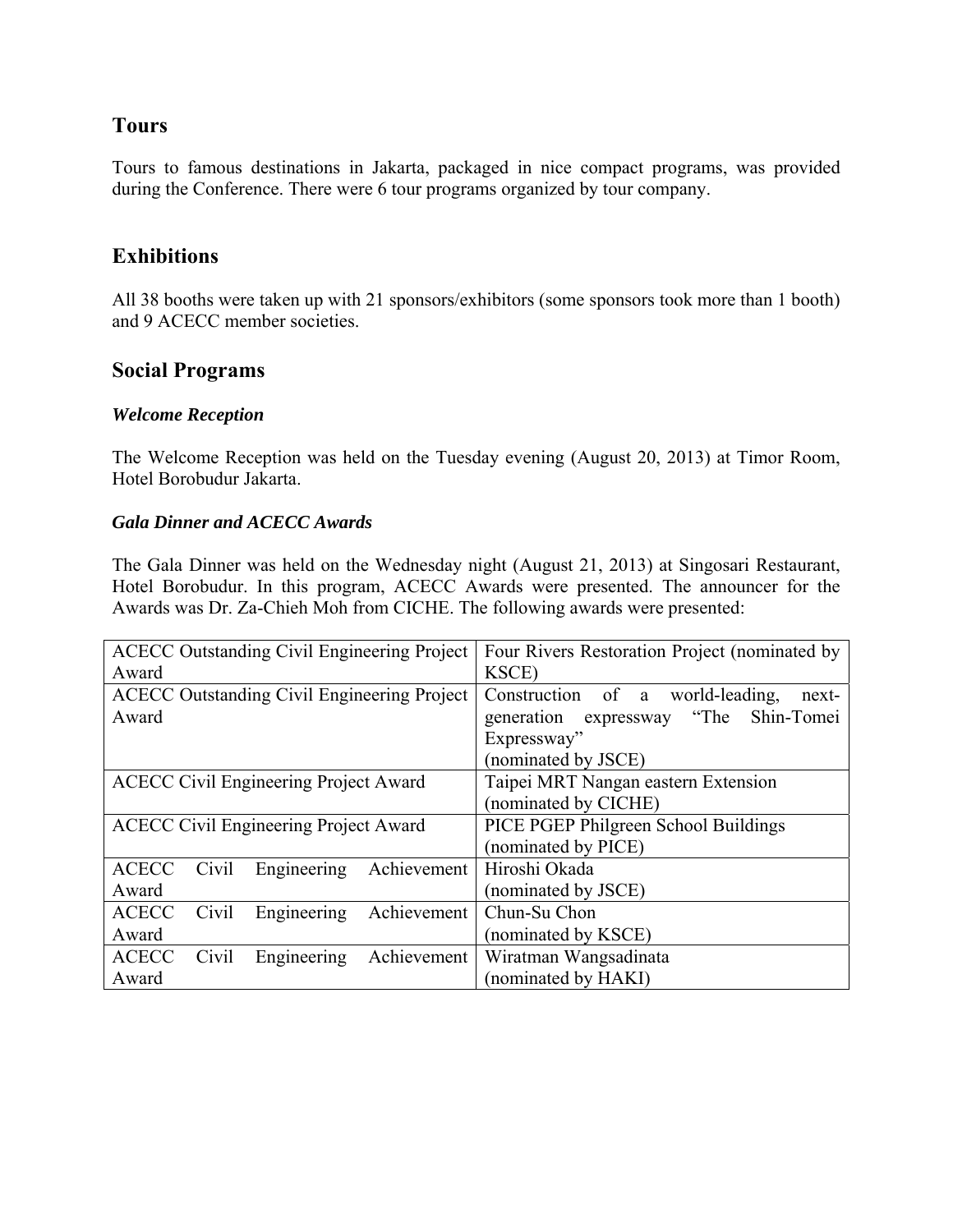## Tours

Tours to famous destinations in Jakarta, packaged in nice compact programs, was provided during the Conference. There were 6 tour programs organized by tour company.

## Exhibitions

All 38 booths were taken up with 21 sponsors/exhibitors (some sponsors took more than 1 booth) and 9 ACECC member societies.

## Social Programs

### *Welcome Reception*

The Welcome Reception was held on the Tuesday evening (August 20, 2013) at Timor Room, Hotel Borobudur Jakarta.

### *Gala Dinner and ACECC Awards*

The Gala Dinner was held on the Wednesday night (August 21, 2013) at Singosari Restaurant, Hotel Borobudur. In this program, ACECC Awards were presented. The announcer for the Awards was Dr. Za-Chieh Moh from CICHE. The following awards were presented:

| | |
|---|---|
| ACECC Outstanding Civil Engineering Project Award | Four Rivers Restoration Project (nominated by KSCE) |
| ACECC Outstanding Civil Engineering Project Award | Construction of a world-leading, next-generation expressway "The Shin-Tomei Expressway" (nominated by JSCE) |
| ACECC Civil Engineering Project Award | Taipei MRT Nangan eastern Extension (nominated by CICHE) |
| ACECC Civil Engineering Project Award | PICE PGEP Philgreen School Buildings (nominated by PICE) |
| ACECC Civil Engineering Achievement Award | Hiroshi Okada (nominated by JSCE) |
| ACECC Civil Engineering Achievement Award | Chun-Su Chon (nominated by KSCE) |
| ACECC Civil Engineering Achievement Award | Wiratman Wangsadinata (nominated by HAKI) |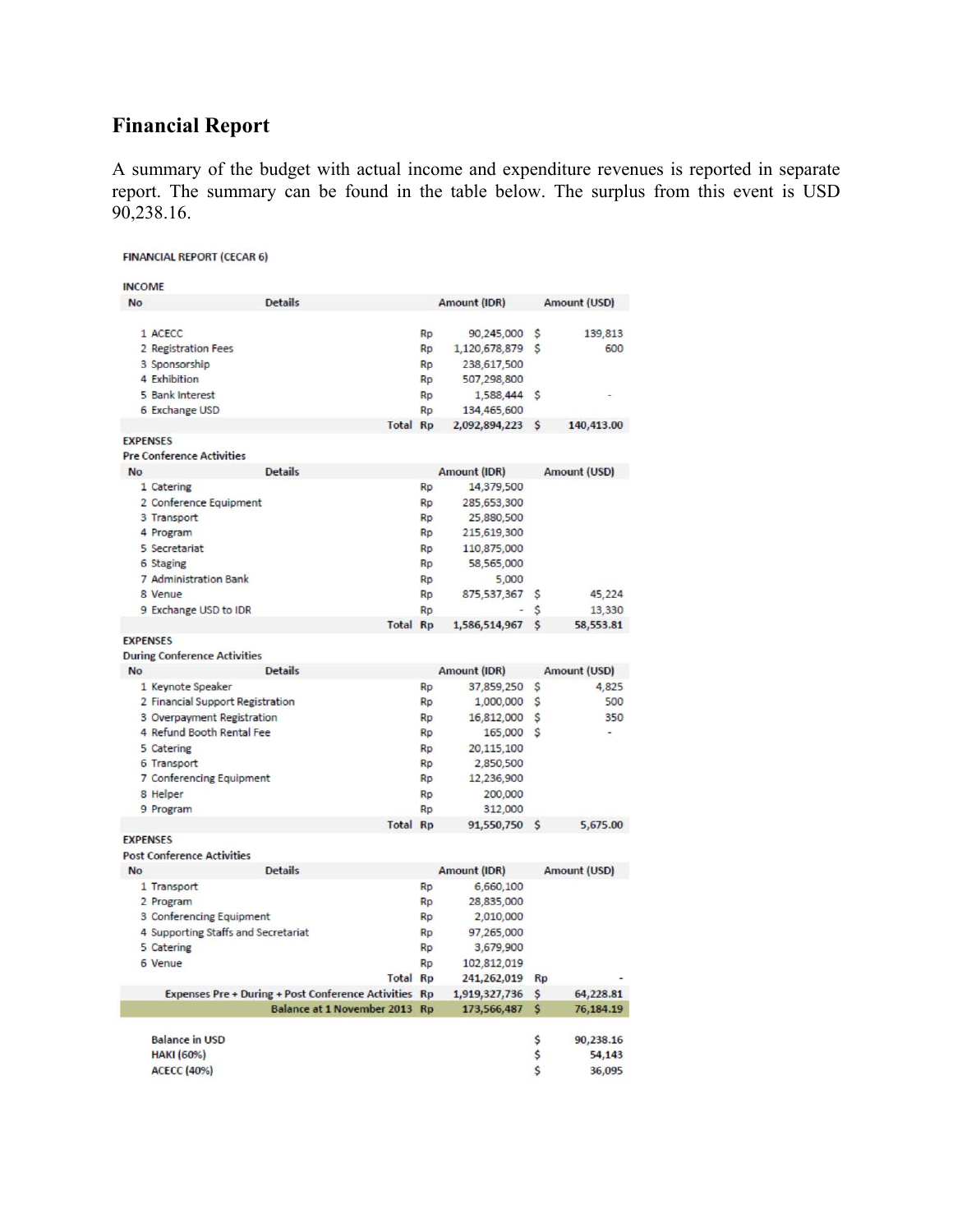## Financial Report

A summary of the budget with actual income and expenditure revenues is reported in separate report. The summary can be found in the table below. The surplus from this event is USD 90,238.16.

**FINANCIAL REPORT (CECAR 6)**

**INCOME**

| No | Details | | Amount (IDR) | | Amount (USD) |
|---|---|---|---|---|---|
| 1 | ACECC | Rp | 90,245,000 | $ | 139,813 |
| 2 | Registration Fees | Rp | 1,120,678,879 | $ | 600 |
| 3 | Sponsorship | Rp | 238,617,500 | | |
| 4 | Exhibition | Rp | 507,298,800 | | |
| 5 | Bank Interest | Rp | 1,588,444 | $ | - |
| 6 | Exchange USD | Rp | 134,465,600 | | |
| | Total | Rp | 2,092,894,223 | $ | 140,413.00 |

**EXPENSES**

**Pre Conference Activities**

| No | Details | | Amount (IDR) | | Amount (USD) |
|---|---|---|---|---|---|
| 1 | Catering | Rp | 14,379,500 | | |
| 2 | Conference Equipment | Rp | 285,653,300 | | |
| 3 | Transport | Rp | 25,880,500 | | |
| 4 | Program | Rp | 215,619,300 | | |
| 5 | Secretariat | Rp | 110,875,000 | | |
| 6 | Staging | Rp | 58,565,000 | | |
| 7 | Administration Bank | Rp | 5,000 | | |
| 8 | Venue | Rp | 875,537,367 | $ | 45,224 |
| 9 | Exchange USD to IDR | Rp | - | $ | 13,330 |
| | Total | Rp | 1,586,514,967 | $ | 58,553.81 |

**EXPENSES**

**During Conference Activities**

| No | Details | | Amount (IDR) | | Amount (USD) |
|---|---|---|---|---|---|
| 1 | Keynote Speaker | Rp | 37,859,250 | $ | 4,825 |
| 2 | Financial Support Registration | Rp | 1,000,000 | $ | 500 |
| 3 | Overpayment Registration | Rp | 16,812,000 | $ | 350 |
| 4 | Refund Booth Rental Fee | Rp | 165,000 | $ | - |
| 5 | Catering | Rp | 20,115,100 | | |
| 6 | Transport | Rp | 2,850,500 | | |
| 7 | Conferencing Equipment | Rp | 12,236,900 | | |
| 8 | Helper | Rp | 200,000 | | |
| 9 | Program | Rp | 312,000 | | |
| | Total | Rp | 91,550,750 | $ | 5,675.00 |

**EXPENSES**

**Post Conference Activities**

| No | Details | | Amount (IDR) | | Amount (USD) |
|---|---|---|---|---|---|
| 1 | Transport | Rp | 6,660,100 | | |
| 2 | Program | Rp | 28,835,000 | | |
| 3 | Conferencing Equipment | Rp | 2,010,000 | | |
| 4 | Supporting Staffs and Secretariat | Rp | 97,265,000 | | |
| 5 | Catering | Rp | 3,679,900 | | |
| 6 | Venue | Rp | 102,812,019 | | |
| | Total | Rp | 241,262,019 | Rp | - |
| | Expenses Pre + During + Post Conference Activities | Rp | 1,919,327,736 | $ | 64,228.81 |
| | Balance at 1 November 2013 | Rp | 173,566,487 | $ | 76,184.19 |

| | | |
|---|---|---|
| Balance in USD | $ | 90,238.16 |
| HAKI (60%) | $ | 54,143 |
| ACECC (40%) | $ | 36,095 |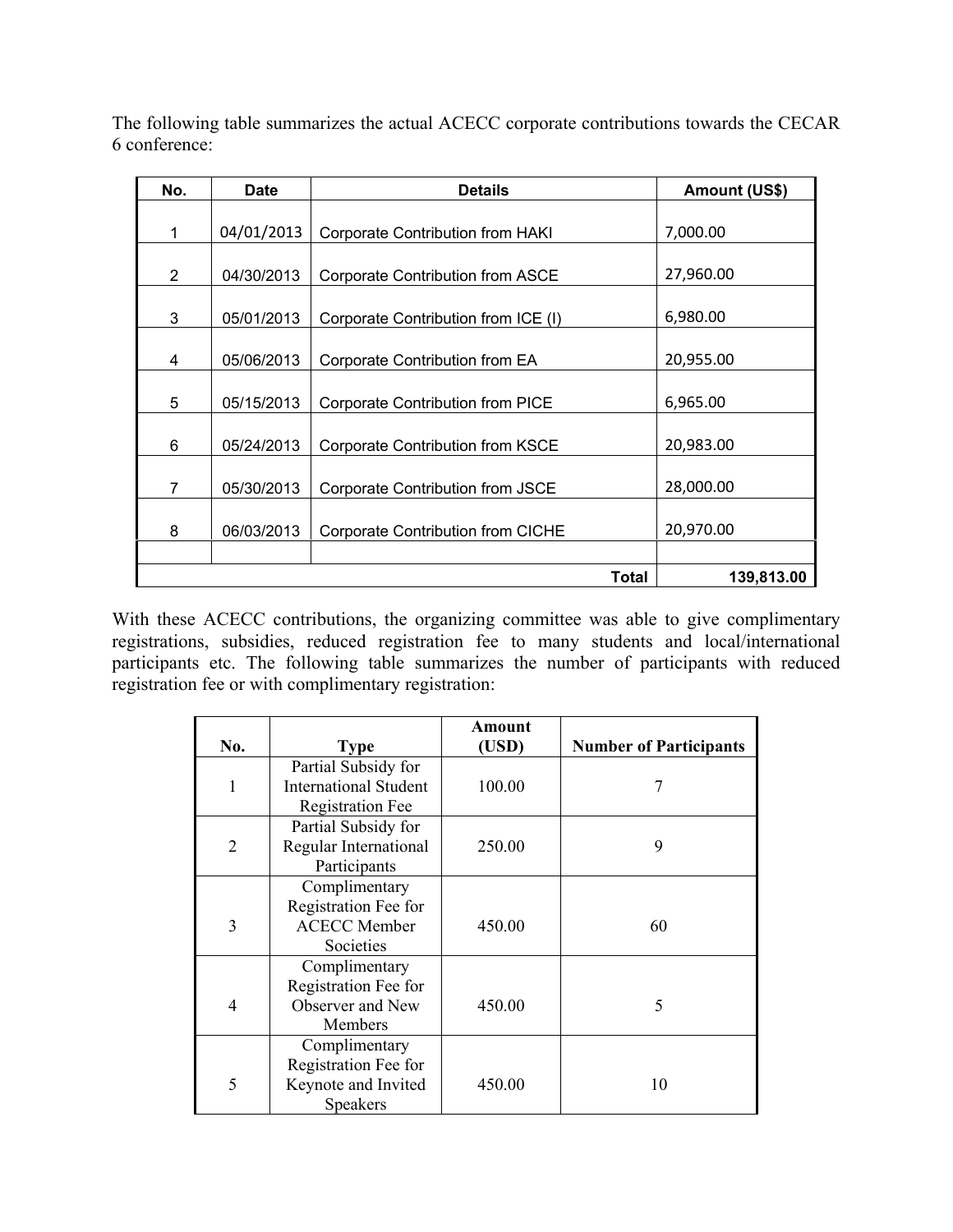The following table summarizes the actual ACECC corporate contributions towards the CECAR 6 conference:

| No. | Date | Details | Amount (US$) |
|---|---|---|---|
| 1 | 04/01/2013 | Corporate Contribution from HAKI | 7,000.00 |
| 2 | 04/30/2013 | Corporate Contribution from ASCE | 27,960.00 |
| 3 | 05/01/2013 | Corporate Contribution from ICE (I) | 6,980.00 |
| 4 | 05/06/2013 | Corporate Contribution from EA | 20,955.00 |
| 5 | 05/15/2013 | Corporate Contribution from PICE | 6,965.00 |
| 6 | 05/24/2013 | Corporate Contribution from KSCE | 20,983.00 |
| 7 | 05/30/2013 | Corporate Contribution from JSCE | 28,000.00 |
| 8 | 06/03/2013 | Corporate Contribution from CICHE | 20,970.00 |
| | | | |
| | | **Total** | **139,813.00** |

With these ACECC contributions, the organizing committee was able to give complimentary registrations, subsidies, reduced registration fee to many students and local/international participants etc. The following table summarizes the number of participants with reduced registration fee or with complimentary registration:

| No. | Type | Amount (USD) | Number of Participants |
|---|---|---|---|
| 1 | Partial Subsidy for International Student Registration Fee | 100.00 | 7 |
| 2 | Partial Subsidy for Regular International Participants | 250.00 | 9 |
| 3 | Complimentary Registration Fee for ACECC Member Societies | 450.00 | 60 |
| 4 | Complimentary Registration Fee for Observer and New Members | 450.00 | 5 |
| 5 | Complimentary Registration Fee for Keynote and Invited Speakers | 450.00 | 10 |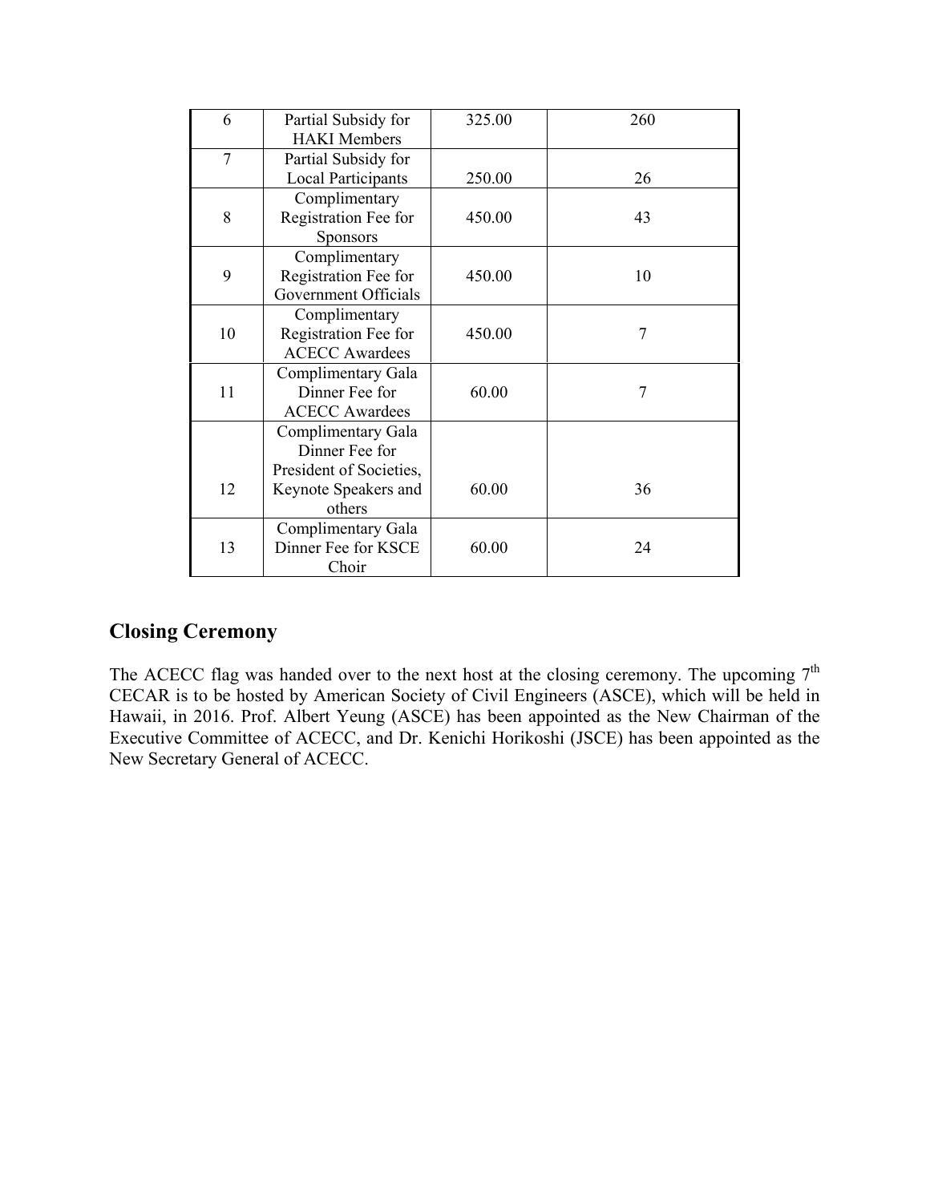| | | | |
|---|---|---|---|
| 6 | Partial Subsidy for HAKI Members | 325.00 | 260 |
| 7 | Partial Subsidy for Local Participants | 250.00 | 26 |
| 8 | Complimentary Registration Fee for Sponsors | 450.00 | 43 |
| 9 | Complimentary Registration Fee for Government Officials | 450.00 | 10 |
| 10 | Complimentary Registration Fee for ACECC Awardees | 450.00 | 7 |
| 11 | Complimentary Gala Dinner Fee for ACECC Awardees | 60.00 | 7 |
| 12 | Complimentary Gala Dinner Fee for President of Societies, Keynote Speakers and others | 60.00 | 36 |
| 13 | Complimentary Gala Dinner Fee for KSCE Choir | 60.00 | 24 |

## Closing Ceremony

The ACECC flag was handed over to the next host at the closing ceremony. The upcoming 7th CECAR is to be hosted by American Society of Civil Engineers (ASCE), which will be held in Hawaii, in 2016. Prof. Albert Yeung (ASCE) has been appointed as the New Chairman of the Executive Committee of ACECC, and Dr. Kenichi Horikoshi (JSCE) has been appointed as the New Secretary General of ACECC.